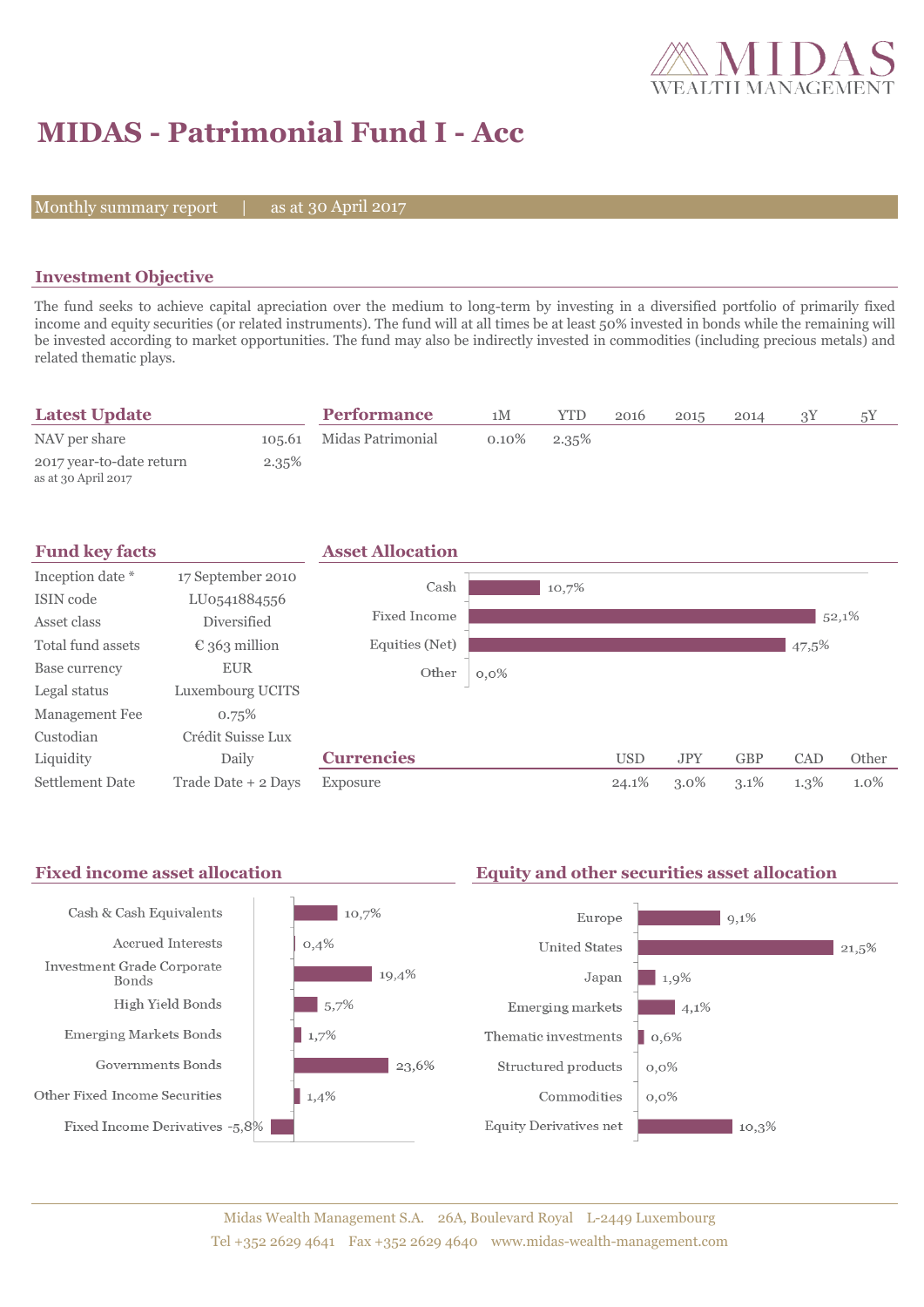# MIDAS - Patrimonial Fund I - Acc

Monthly summary report | as at 30 April 2017

## Investment Objective

The fund seeks to achieve capital apreciation over the medium to long-term by investing in a diversified portfolio of primarily fixed income and equity securities (or related instruments). The fund will at all times be at least 50% invested in bonds while the remaining will be invested according to market opportunities. The fund may also be indirectly invested in commodities (including precious metals) and related thematic plays.

## Latest Update

| | |
|---|---|
| NAV per share | 105.61 |
| 2017 year-to-date return<br>as at 30 April 2017 | 2.35% |

## Performance

| | 1M | YTD | 2016 | 2015 | 2014 | 3Y | 5Y |
|---|---|---|---|---|---|---|---|
| Midas Patrimonial | 0.10% | 2.35% | | | | | |

## Fund key facts

| | |
|---|---|
| Inception date * | 17 September 2010 |
| ISIN code | LU0541884556 |
| Asset class | Diversified |
| Total fund assets | € 363 million |
| Base currency | EUR |
| Legal status | Luxembourg UCITS |
| Management Fee | 0.75% |
| Custodian | Crédit Suisse Lux |
| Liquidity | Daily |
| Settlement Date | Trade Date + 2 Days |

## Asset Allocation

| | |
|---|---|
| Cash | 10,7% |
| Fixed Income | 52,1% |
| Equities (Net) | 47,5% |
| Other | 0,0% |

## Currencies

| | USD | JPY | GBP | CAD | Other |
|---|---|---|---|---|---|
| Exposure | 24.1% | 3.0% | 3.1% | 1.3% | 1.0% |

## Fixed income asset allocation

| | |
|---|---|
| Cash & Cash Equivalents | 10,7% |
| Accrued Interests | 0,4% |
| Investment Grade Corporate Bonds | 19,4% |
| High Yield Bonds | 5,7% |
| Emerging Markets Bonds | 1,7% |
| Governments Bonds | 23,6% |
| Other Fixed Income Securities | 1,4% |
| Fixed Income Derivatives | -5,8% |

## Equity and other securities asset allocation

| | |
|---|---|
| Europe | 9,1% |
| United States | 21,5% |
| Japan | 1,9% |
| Emerging markets | 4,1% |
| Thematic investments | 0,6% |
| Structured products | 0,0% |
| Commodities | 0,0% |
| Equity Derivatives net | 10,3% |

Midas Wealth Management S.A. 26A, Boulevard Royal L-2449 Luxembourg
Tel +352 2629 4641 Fax +352 2629 4640 www.midas-wealth-management.com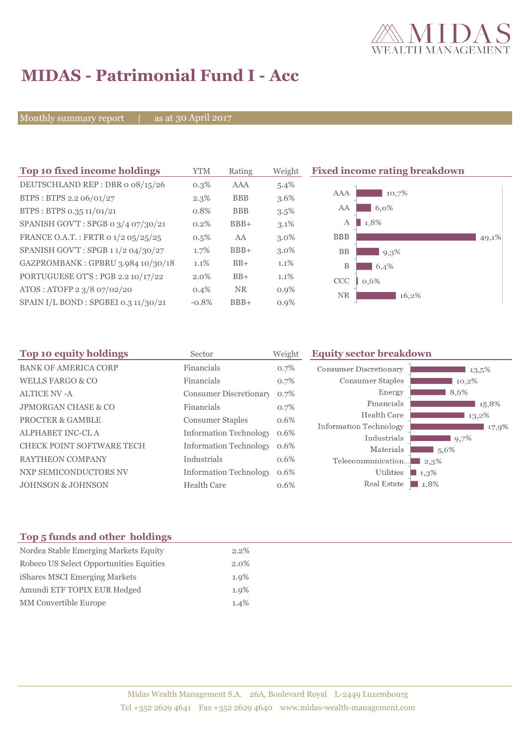# MIDAS - Patrimonial Fund I - Acc

Monthly summary report | as at 30 April 2017

## Top 10 fixed income holdings

| Top 10 fixed income holdings | YTM | Rating | Weight |
|---|---|---|---|
| DEUTSCHLAND REP : DBR 0 08/15/26 | 0.3% | AAA | 5.4% |
| BTPS : BTPS 2.2 06/01/27 | 2.3% | BBB | 3.6% |
| BTPS : BTPS 0.35 11/01/21 | 0.8% | BBB | 3.5% |
| SPANISH GOV'T : SPGB 0 3/4 07/30/21 | 0.2% | BBB+ | 3.1% |
| FRANCE O.A.T. : FRTR 0 1/2 05/25/25 | 0.5% | AA | 3.0% |
| SPANISH GOV'T : SPGB 1 1/2 04/30/27 | 1.7% | BBB+ | 3.0% |
| GAZPROMBANK : GPBRU 3.984 10/30/18 | 1.1% | BB+ | 1.1% |
| PORTUGUESE OT'S : PGB 2.2 10/17/22 | 2.0% | BB+ | 1.1% |
| ATOS : ATOFP 2 3/8 07/02/20 | 0.4% | NR | 0.9% |
| SPAIN I/L BOND : SPGBEI 0.3 11/30/21 | -0.8% | BBB+ | 0.9% |

## Fixed income rating breakdown

| Rating | Weight |
|---|---|
| AAA | 10,7% |
| AA | 6,0% |
| A | 1,8% |
| BBB | 49,1% |
| BB | 9,3% |
| B | 6,4% |
| CCC | 0,6% |
| NR | 16,2% |

## Top 10 equity holdings

| Top 10 equity holdings | Sector | Weight |
|---|---|---|
| BANK OF AMERICA CORP | Financials | 0.7% |
| WELLS FARGO & CO | Financials | 0.7% |
| ALTICE NV -A | Consumer Discretionary | 0.7% |
| JPMORGAN CHASE & CO | Financials | 0.7% |
| PROCTER & GAMBLE | Consumer Staples | 0.6% |
| ALPHABET INC-CL A | Information Technology | 0.6% |
| CHECK POINT SOFTWARE TECH | Information Technology | 0.6% |
| RAYTHEON COMPANY | Industrials | 0.6% |
| NXP SEMICONDUCTORS NV | Information Technology | 0.6% |
| JOHNSON & JOHNSON | Health Care | 0.6% |

## Equity sector breakdown

| Sector | Weight |
|---|---|
| Consumer Discretionary | 13,5% |
| Consumer Staples | 10,2% |
| Energy | 8,6% |
| Financials | 15,8% |
| Health Care | 13,2% |
| Information Technology | 17,9% |
| Industrials | 9,7% |
| Materials | 5,6% |
| Telecommunication... | 2,3% |
| Utilities | 1,3% |
| Real Estate | 1,8% |

## Top 5 funds and other holdings

| Top 5 funds and other holdings | |
|---|---|
| Nordea Stable Emerging Markets Equity | 2.2% |
| Robeco US Select Opportunities Equities | 2.0% |
| iShares MSCI Emerging Markets | 1.9% |
| Amundi ETF TOPIX EUR Hedged | 1.9% |
| MM Convertible Europe | 1.4% |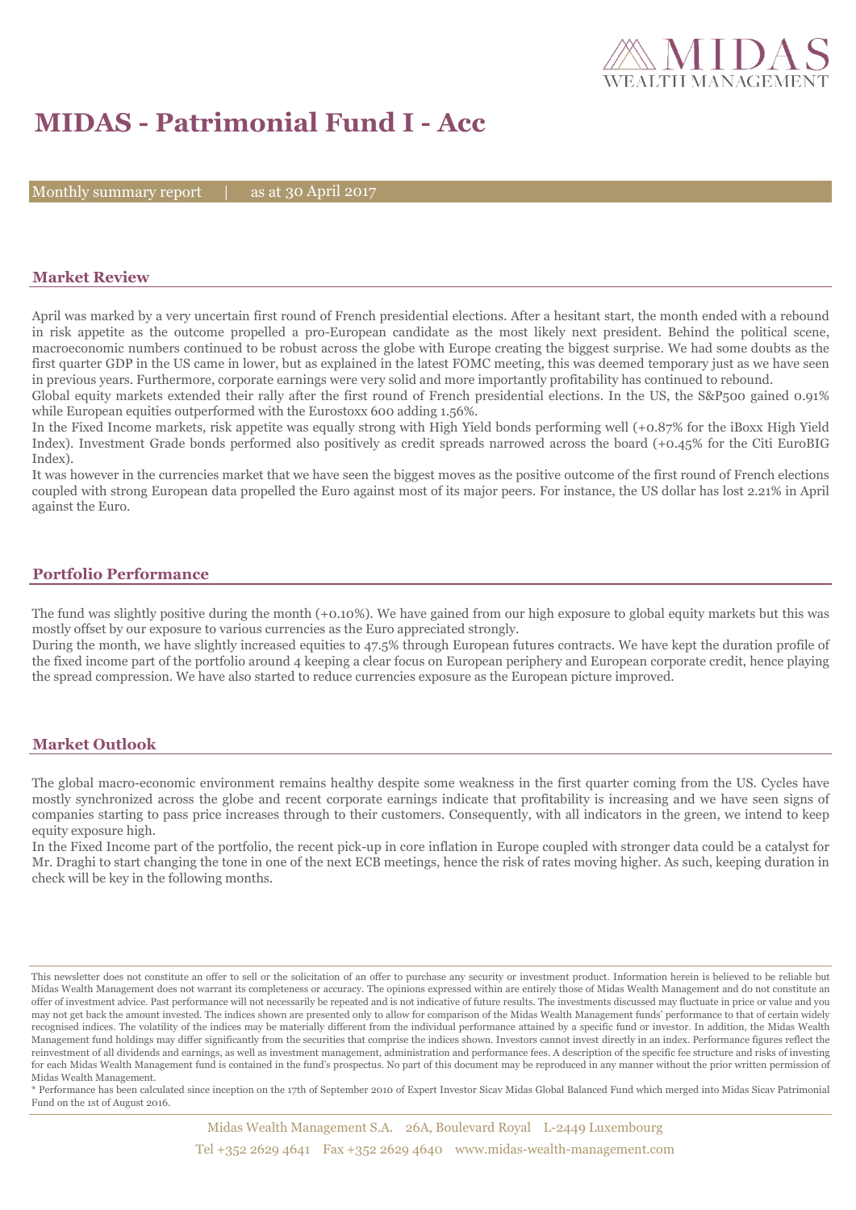# MIDAS - Patrimonial Fund I - Acc

Monthly summary report | as at 30 April 2017

## Market Review

April was marked by a very uncertain first round of French presidential elections. After a hesitant start, the month ended with a rebound in risk appetite as the outcome propelled a pro-European candidate as the most likely next president. Behind the political scene, macroeconomic numbers continued to be robust across the globe with Europe creating the biggest surprise. We had some doubts as the first quarter GDP in the US came in lower, but as explained in the latest FOMC meeting, this was deemed temporary just as we have seen in previous years. Furthermore, corporate earnings were very solid and more importantly profitability has continued to rebound.

Global equity markets extended their rally after the first round of French presidential elections. In the US, the S&P500 gained 0.91% while European equities outperformed with the Eurostoxx 600 adding 1.56%.

In the Fixed Income markets, risk appetite was equally strong with High Yield bonds performing well (+0.87% for the iBoxx High Yield Index). Investment Grade bonds performed also positively as credit spreads narrowed across the board (+0.45% for the Citi EuroBIG Index).

It was however in the currencies market that we have seen the biggest moves as the positive outcome of the first round of French elections coupled with strong European data propelled the Euro against most of its major peers. For instance, the US dollar has lost 2.21% in April against the Euro.

## Portfolio Performance

The fund was slightly positive during the month (+0.10%). We have gained from our high exposure to global equity markets but this was mostly offset by our exposure to various currencies as the Euro appreciated strongly.

During the month, we have slightly increased equities to 47.5% through European futures contracts. We have kept the duration profile of the fixed income part of the portfolio around 4 keeping a clear focus on European periphery and European corporate credit, hence playing the spread compression. We have also started to reduce currencies exposure as the European picture improved.

## Market Outlook

The global macro-economic environment remains healthy despite some weakness in the first quarter coming from the US. Cycles have mostly synchronized across the globe and recent corporate earnings indicate that profitability is increasing and we have seen signs of companies starting to pass price increases through to their customers. Consequently, with all indicators in the green, we intend to keep equity exposure high.

In the Fixed Income part of the portfolio, the recent pick-up in core inflation in Europe coupled with stronger data could be a catalyst for Mr. Draghi to start changing the tone in one of the next ECB meetings, hence the risk of rates moving higher. As such, keeping duration in check will be key in the following months.

This newsletter does not constitute an offer to sell or the solicitation of an offer to purchase any security or investment product. Information herein is believed to be reliable but Midas Wealth Management does not warrant its completeness or accuracy. The opinions expressed within are entirely those of Midas Wealth Management and do not constitute an offer of investment advice. Past performance will not necessarily be repeated and is not indicative of future results. The investments discussed may fluctuate in price or value and you may not get back the amount invested. The indices shown are presented only to allow for comparison of the Midas Wealth Management funds' performance to that of certain widely recognised indices. The volatility of the indices may be materially different from the individual performance attained by a specific fund or investor. In addition, the Midas Wealth Management fund holdings may differ significantly from the securities that comprise the indices shown. Investors cannot invest directly in an index. Performance figures reflect the reinvestment of all dividends and earnings, as well as investment management, administration and performance fees. A description of the specific fee structure and risks of investing for each Midas Wealth Management fund is contained in the fund's prospectus. No part of this document may be reproduced in any manner without the prior written permission of Midas Wealth Management.

\* Performance has been calculated since inception on the 17th of September 2010 of Expert Investor Sicav Midas Global Balanced Fund which merged into Midas Sicav Patrimonial Fund on the 1st of August 2016.

Midas Wealth Management S.A. 26A, Boulevard Royal L-2449 Luxembourg

Tel +352 2629 4641 Fax +352 2629 4640 www.midas-wealth-management.com